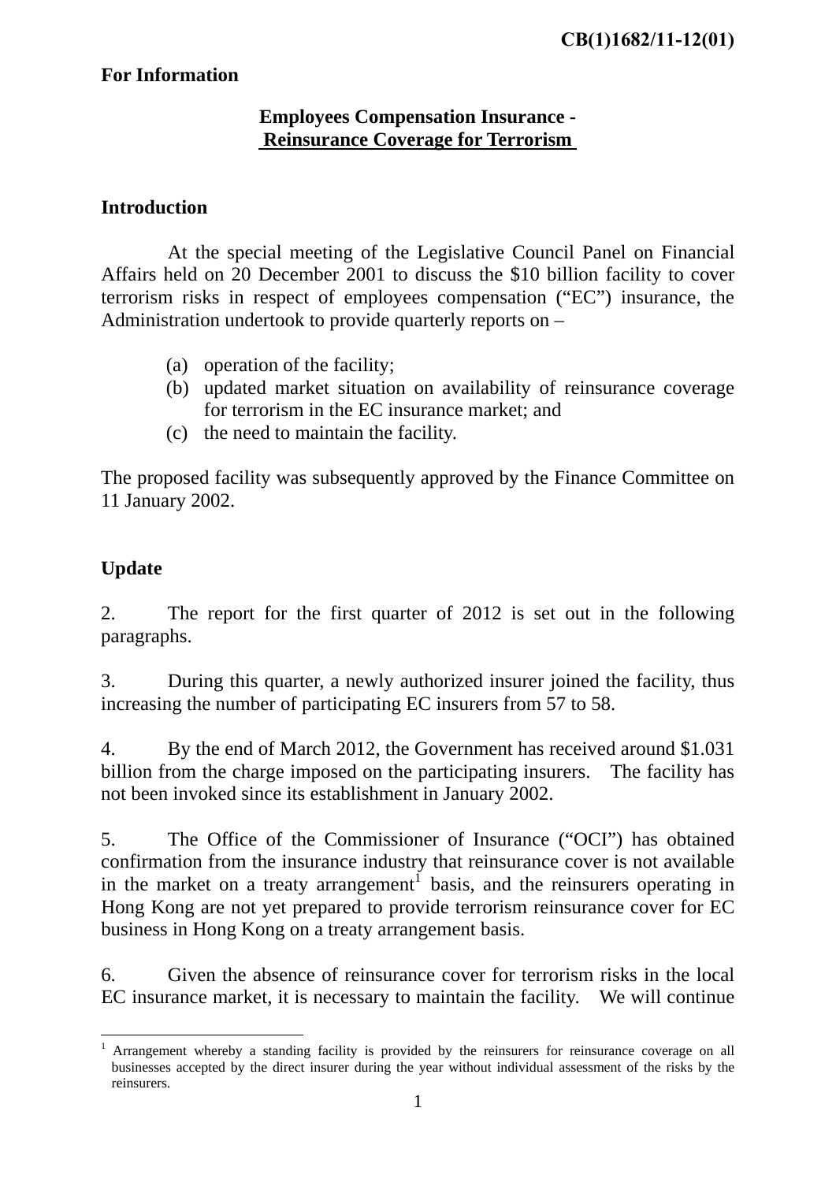**CB(1)1682/11-12(01)**

**For Information**

**Employees Compensation Insurance -**
**Reinsurance Coverage for Terrorism**

## Introduction

At the special meeting of the Legislative Council Panel on Financial Affairs held on 20 December 2001 to discuss the $10 billion facility to cover terrorism risks in respect of employees compensation ("EC") insurance, the Administration undertook to provide quarterly reports on –

(a) operation of the facility;
(b) updated market situation on availability of reinsurance coverage for terrorism in the EC insurance market; and
(c) the need to maintain the facility.

The proposed facility was subsequently approved by the Finance Committee on 11 January 2002.

## Update

2. The report for the first quarter of 2012 is set out in the following paragraphs.

3. During this quarter, a newly authorized insurer joined the facility, thus increasing the number of participating EC insurers from 57 to 58.

4. By the end of March 2012, the Government has received around $1.031 billion from the charge imposed on the participating insurers. The facility has not been invoked since its establishment in January 2002.

5. The Office of the Commissioner of Insurance ("OCI") has obtained confirmation from the insurance industry that reinsurance cover is not available in the market on a treaty arrangement[1] basis, and the reinsurers operating in Hong Kong are not yet prepared to provide terrorism reinsurance cover for EC business in Hong Kong on a treaty arrangement basis.

6. Given the absence of reinsurance cover for terrorism risks in the local EC insurance market, it is necessary to maintain the facility. We will continue

[1] Arrangement whereby a standing facility is provided by the reinsurers for reinsurance coverage on all businesses accepted by the direct insurer during the year without individual assessment of the risks by the reinsurers.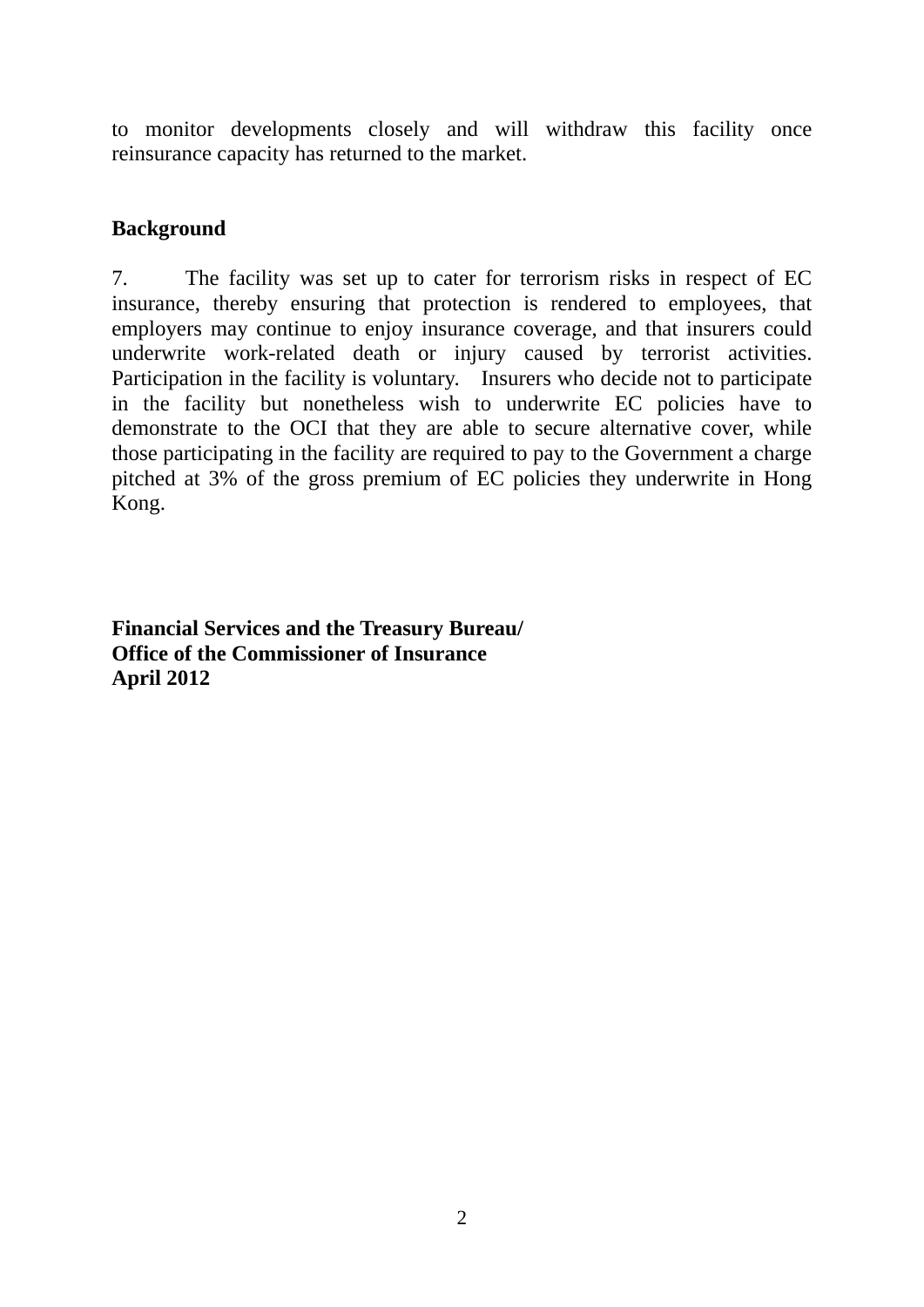to monitor developments closely and will withdraw this facility once reinsurance capacity has returned to the market.

**Background**

7. The facility was set up to cater for terrorism risks in respect of EC insurance, thereby ensuring that protection is rendered to employees, that employers may continue to enjoy insurance coverage, and that insurers could underwrite work-related death or injury caused by terrorist activities. Participation in the facility is voluntary. Insurers who decide not to participate in the facility but nonetheless wish to underwrite EC policies have to demonstrate to the OCI that they are able to secure alternative cover, while those participating in the facility are required to pay to the Government a charge pitched at 3% of the gross premium of EC policies they underwrite in Hong Kong.

**Financial Services and the Treasury Bureau/**
**Office of the Commissioner of Insurance**
**April 2012**